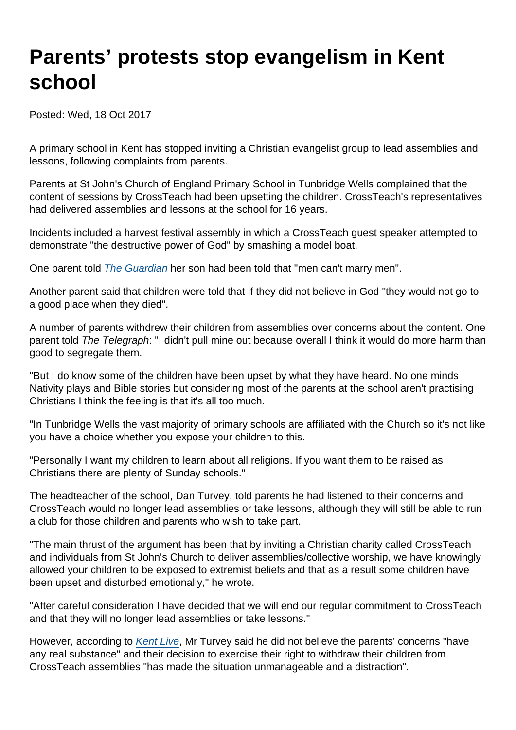# Parents' protests stop evangelism in Kent school

Posted: Wed, 18 Oct 2017

A primary school in Kent has stopped inviting a Christian evangelist group to lead assemblies and lessons, following complaints from parents.

Parents at St John's Church of England Primary School in Tunbridge Wells complained that the content of sessions by CrossTeach had been upsetting the children. CrossTeach's representatives had delivered assemblies and lessons at the school for 16 years.

Incidents included a harvest festival assembly in which a CrossTeach guest speaker attempted to demonstrate "the destructive power of God" by smashing a model boat.

One parent told *The Guardian* her son had been told that "men can't marry men".

Another parent said that children were told that if they did not believe in God "they would not go to a good place when they died".

A number of parents withdrew their children from assemblies over concerns about the content. One parent told *The Telegraph*: "I didn't pull mine out because overall I think it would do more harm than good to segregate them.

"But I do know some of the children have been upset by what they have heard. No one minds Nativity plays and Bible stories but considering most of the parents at the school aren't practising Christians I think the feeling is that it's all too much.

"In Tunbridge Wells the vast majority of primary schools are affiliated with the Church so it's not like you have a choice whether you expose your children to this.

"Personally I want my children to learn about all religions. If you want them to be raised as Christians there are plenty of Sunday schools."

The headteacher of the school, Dan Turvey, told parents he had listened to their concerns and CrossTeach would no longer lead assemblies or take lessons, although they will still be able to run a club for those children and parents who wish to take part.

"The main thrust of the argument has been that by inviting a Christian charity called CrossTeach and individuals from St John's Church to deliver assemblies/collective worship, we have knowingly allowed your children to be exposed to extremist beliefs and that as a result some children have been upset and disturbed emotionally," he wrote.

"After careful consideration I have decided that we will end our regular commitment to CrossTeach and that they will no longer lead assemblies or take lessons."

However, according to *Kent Live*, Mr Turvey said he did not believe the parents' concerns "have any real substance" and their decision to exercise their right to withdraw their children from CrossTeach assemblies "has made the situation unmanageable and a distraction".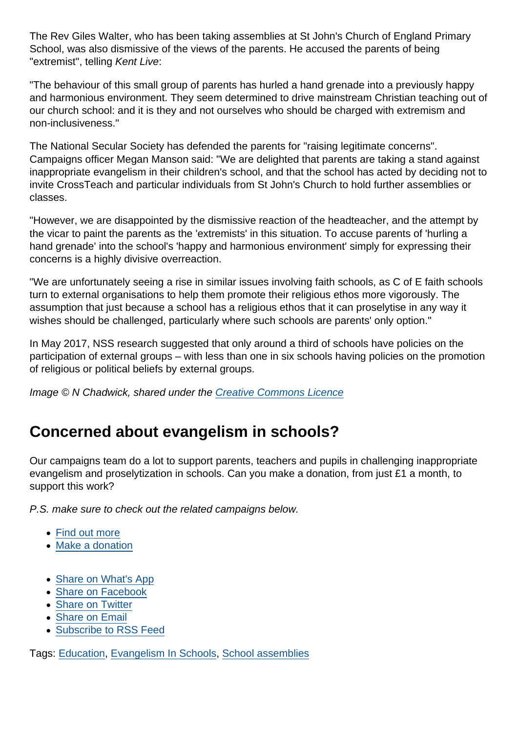The Rev Giles Walter, who has been taking assemblies at St John's Church of England Primary School, was also dismissive of the views of the parents. He accused the parents of being "extremist", telling *Kent Live*:

"The behaviour of this small group of parents has hurled a hand grenade into a previously happy and harmonious environment. They seem determined to drive mainstream Christian teaching out of our church school: and it is they and not ourselves who should be charged with extremism and non-inclusiveness."

The National Secular Society has defended the parents for "raising legitimate concerns". Campaigns officer Megan Manson said: "We are delighted that parents are taking a stand against inappropriate evangelism in their children's school, and that the school has acted by deciding not to invite CrossTeach and particular individuals from St John's Church to hold further assemblies or classes.

"However, we are disappointed by the dismissive reaction of the headteacher, and the attempt by the vicar to paint the parents as the 'extremists' in this situation. To accuse parents of 'hurling a hand grenade' into the school's 'happy and harmonious environment' simply for expressing their concerns is a highly divisive overreaction.

"We are unfortunately seeing a rise in similar issues involving faith schools, as C of E faith schools turn to external organisations to help them promote their religious ethos more vigorously. The assumption that just because a school has a religious ethos that it can proselytise in any way it wishes should be challenged, particularly where such schools are parents' only option."

In May 2017, NSS research suggested that only around a third of schools have policies on the participation of external groups – with less than one in six schools having policies on the promotion of religious or political beliefs by external groups.

*Image © N Chadwick, shared under the [Creative Commons Licence]*

## Concerned about evangelism in schools?

Our campaigns team do a lot to support parents, teachers and pupils in challenging inappropriate evangelism and proselytization in schools. Can you make a donation, from just £1 a month, to support this work?

*P.S. make sure to check out the related campaigns below.*

- Find out more
- Make a donation

- Share on What's App
- Share on Facebook
- Share on Twitter
- Share on Email
- Subscribe to RSS Feed

Tags: Education, Evangelism In Schools, School assemblies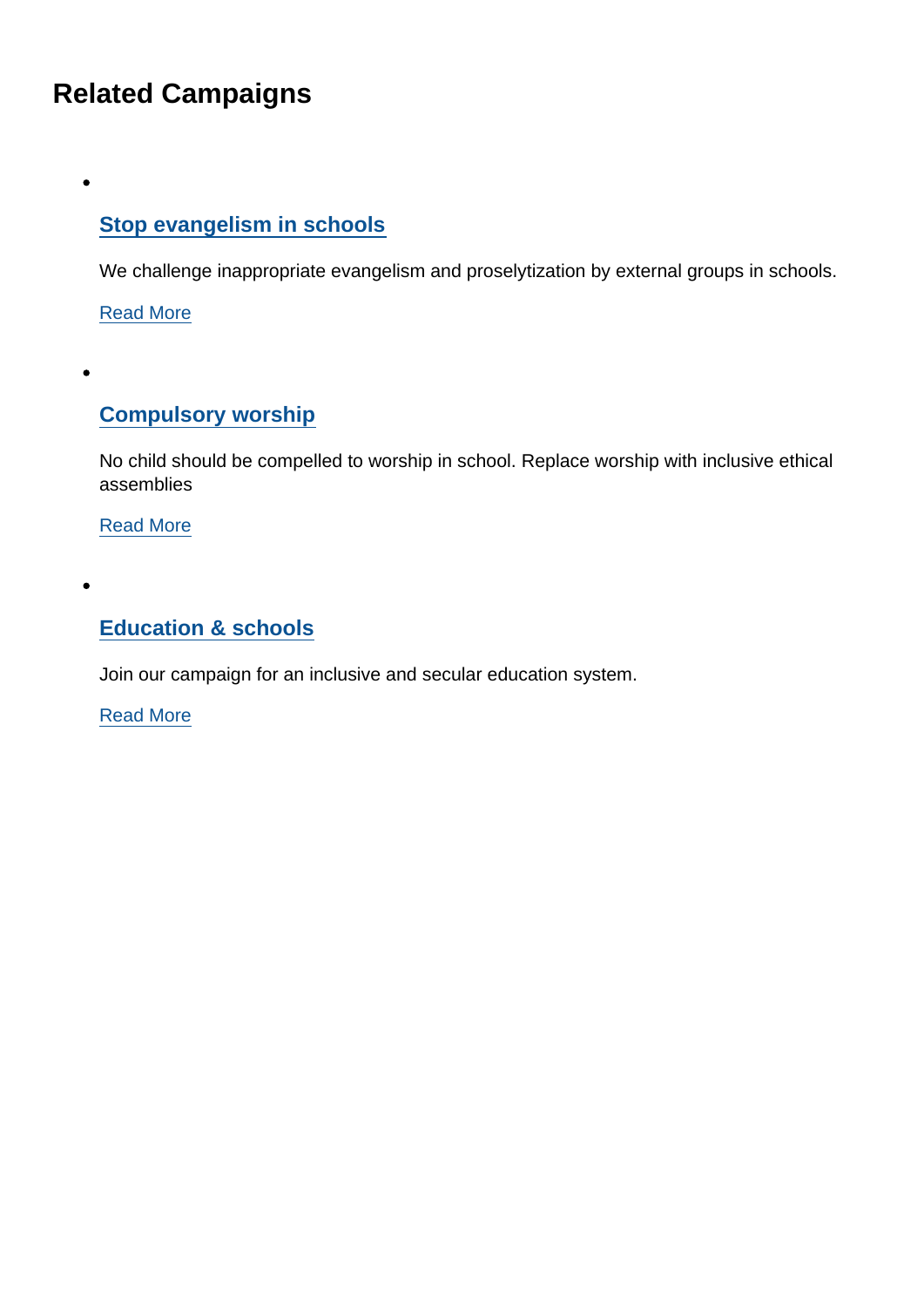## Related Campaigns

- ### Stop evangelism in schools

  We challenge inappropriate evangelism and proselytization by external groups in schools.

  Read More

- ### Compulsory worship

  No child should be compelled to worship in school. Replace worship with inclusive ethical assemblies

  Read More

- ### Education & schools

  Join our campaign for an inclusive and secular education system.

  Read More